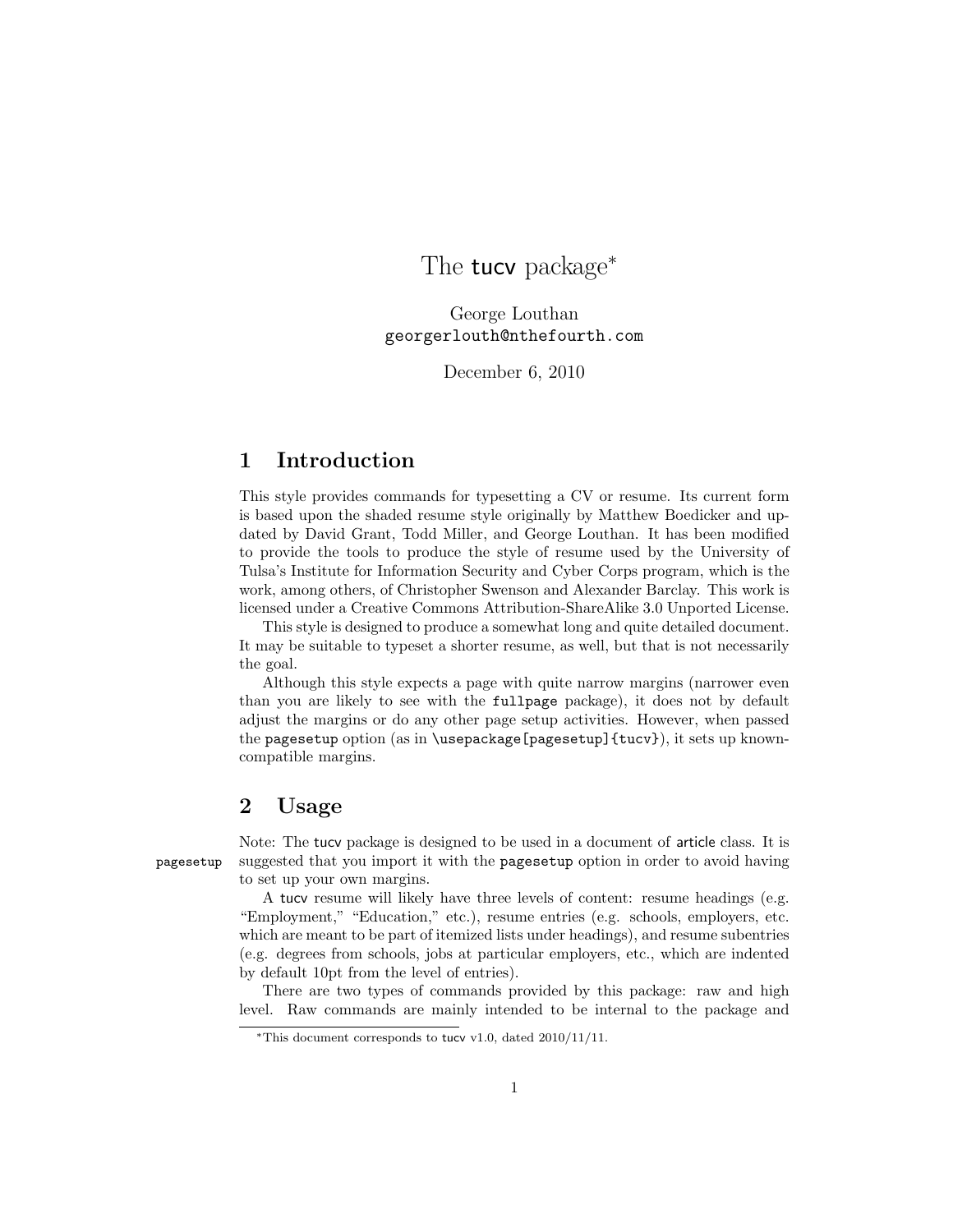# The tucv package*

George Louthan
georgerlouth@nthefourth.com

December 6, 2010

## 1 Introduction

This style provides commands for typesetting a CV or resume. Its current form is based upon the shaded resume style originally by Matthew Boedicker and updated by David Grant, Todd Miller, and George Louthan. It has been modified to provide the tools to produce the style of resume used by the University of Tulsa's Institute for Information Security and Cyber Corps program, which is the work, among others, of Christopher Swenson and Alexander Barclay. This work is licensed under a Creative Commons Attribution-ShareAlike 3.0 Unported License.

This style is designed to produce a somewhat long and quite detailed document. It may be suitable to typeset a shorter resume, as well, but that is not necessarily the goal.

Although this style expects a page with quite narrow margins (narrower even than you are likely to see with the `fullpage` package), it does not by default adjust the margins or do any other page setup activities. However, when passed the `pagesetup` option (as in `\usepackage[pagesetup]{tucv}`), it sets up known-compatible margins.

## 2 Usage

`pagesetup`

Note: The tucv package is designed to be used in a document of article class. It is suggested that you import it with the `pagesetup` option in order to avoid having to set up your own margins.

A tucv resume will likely have three levels of content: resume headings (e.g. "Employment," "Education," etc.), resume entries (e.g. schools, employers, etc. which are meant to be part of itemized lists under headings), and resume subentries (e.g. degrees from schools, jobs at particular employers, etc., which are indented by default 10pt from the level of entries).

There are two types of commands provided by this package: raw and high level. Raw commands are mainly intended to be internal to the package and

*This document corresponds to tucv v1.0, dated 2010/11/11.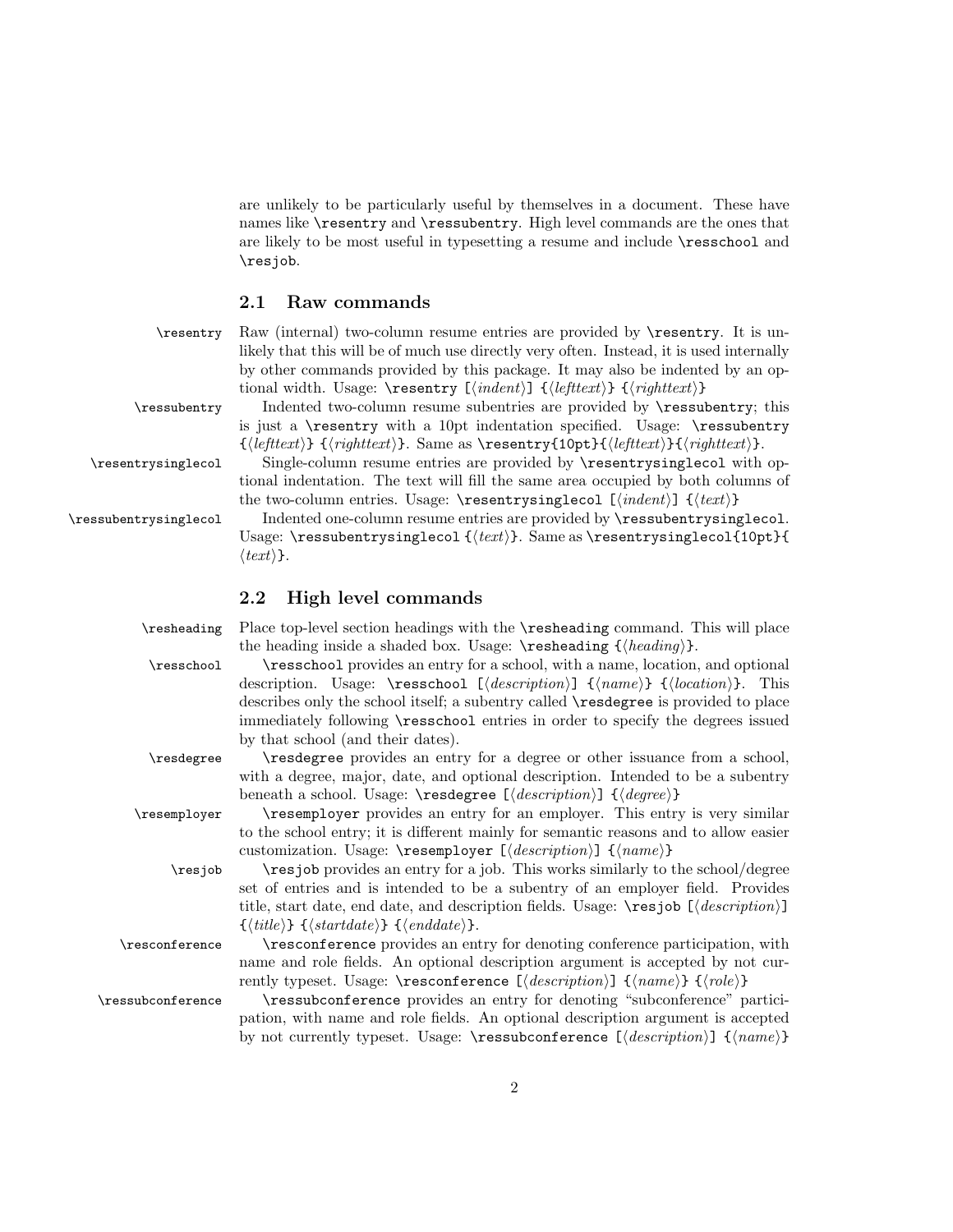are unlikely to be particularly useful by themselves in a document. These have names like `\resentry` and `\ressubentry`. High level commands are the ones that are likely to be most useful in typesetting a resume and include `\resschool` and `\resjob`.

## 2.1 Raw commands

`\resentry` Raw (internal) two-column resume entries are provided by `\resentry`. It is unlikely that this will be of much use directly very often. Instead, it is used internally by other commands provided by this package. It may also be indented by an optional width. Usage: `\resentry [`⟨*indent*⟩`] {`⟨*lefttext*⟩`} {`⟨*righttext*⟩`}`

`\ressubentry` Indented two-column resume subentries are provided by `\ressubentry`; this is just a `\resentry` with a 10pt indentation specified. Usage: `\ressubentry {`⟨*lefttext*⟩`} {`⟨*righttext*⟩`}`. Same as `\resentry{10pt}{`⟨*lefttext*⟩`}{`⟨*righttext*⟩`}`.

`\resentrysinglecol` Single-column resume entries are provided by `\resentrysinglecol` with optional indentation. The text will fill the same area occupied by both columns of the two-column entries. Usage: `\resentrysinglecol [`⟨*indent*⟩`] {`⟨*text*⟩`}`

`\ressubentrysinglecol` Indented one-column resume entries are provided by `\ressubentrysinglecol`. Usage: `\ressubentrysinglecol {`⟨*text*⟩`}`. Same as `\resentrysinglecol{10pt}{`⟨*text*⟩`}`.

## 2.2 High level commands

`\resheading` Place top-level section headings with the `\resheading` command. This will place the heading inside a shaded box. Usage: `\resheading {`⟨*heading*⟩`}`.

`\resschool` `\resschool` provides an entry for a school, with a name, location, and optional description. Usage: `\resschool [`⟨*description*⟩`] {`⟨*name*⟩`} {`⟨*location*⟩`}`. This describes only the school itself; a subentry called `\resdegree` is provided to place immediately following `\resschool` entries in order to specify the degrees issued by that school (and their dates).

`\resdegree` `\resdegree` provides an entry for a degree or other issuance from a school, with a degree, major, date, and optional description. Intended to be a subentry beneath a school. Usage: `\resdegree [`⟨*description*⟩`] {`⟨*degree*⟩`}`

`\resemployer` `\resemployer` provides an entry for an employer. This entry is very similar to the school entry; it is different mainly for semantic reasons and to allow easier customization. Usage: `\resemployer [`⟨*description*⟩`] {`⟨*name*⟩`}`

`\resjob` `\resjob` provides an entry for a job. This works similarly to the school/degree set of entries and is intended to be a subentry of an employer field. Provides title, start date, end date, and description fields. Usage: `\resjob [`⟨*description*⟩`] {`⟨*title*⟩`} {`⟨*startdate*⟩`} {`⟨*enddate*⟩`}`.

`\resconference` `\resconference` provides an entry for denoting conference participation, with name and role fields. An optional description argument is accepted by not currently typeset. Usage: `\resconference [`⟨*description*⟩`] {`⟨*name*⟩`} {`⟨*role*⟩`}`

`\ressubconference` `\ressubconference` provides an entry for denoting "subconference" participation, with name and role fields. An optional description argument is accepted by not currently typeset. Usage: `\ressubconference [`⟨*description*⟩`] {`⟨*name*⟩`}`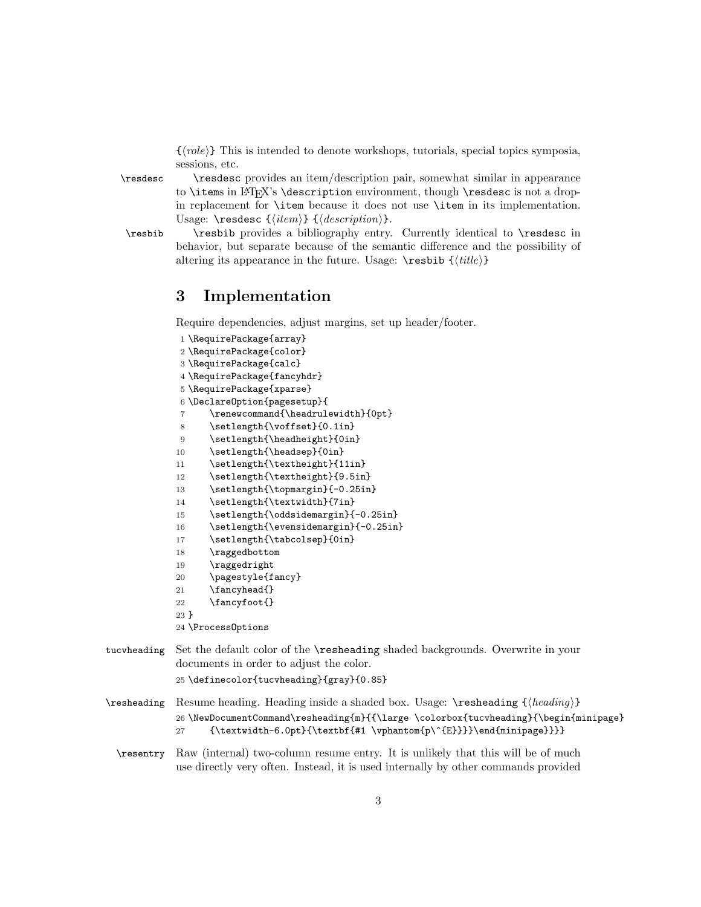{⟨*role*⟩} This is intended to denote workshops, tutorials, special topics symposia, sessions, etc.

`\resdesc` \resdesc provides an item/description pair, somewhat similar in appearance to `\item`s in LaTeX's `\description` environment, though `\resdesc` is not a drop-in replacement for `\item` because it does not use `\item` in its implementation. Usage: `\resdesc` {⟨*item*⟩} {⟨*description*⟩}.

`\resbib` \resbib provides a bibliography entry. Currently identical to `\resdesc` in behavior, but separate because of the semantic difference and the possibility of altering its appearance in the future. Usage: `\resbib` {⟨*title*⟩}

## 3 Implementation

Require dependencies, adjust margins, set up header/footer.

```
1 \RequirePackage{array}
2 \RequirePackage{color}
3 \RequirePackage{calc}
4 \RequirePackage{fancyhdr}
5 \RequirePackage{xparse}
6 \DeclareOption{pagesetup}{
7     \renewcommand{\headrulewidth}{0pt}
8     \setlength{\voffset}{0.1in}
9     \setlength{\headheight}{0in}
10    \setlength{\headsep}{0in}
11    \setlength{\textheight}{11in}
12    \setlength{\textheight}{9.5in}
13    \setlength{\topmargin}{-0.25in}
14    \setlength{\textwidth}{7in}
15    \setlength{\oddsidemargin}{-0.25in}
16    \setlength{\evensidemargin}{-0.25in}
17    \setlength{\tabcolsep}{0in}
18    \raggedbottom
19    \raggedright
20    \pagestyle{fancy}
21    \fancyhead{}
22    \fancyfoot{}
23 }
24 \ProcessOptions
```

`tucvheading` Set the default color of the `\resheading` shaded backgrounds. Overwrite in your documents in order to adjust the color.

```
25 \definecolor{tucvheading}{gray}{0.85}
```

`\resheading` Resume heading. Heading inside a shaded box. Usage: `\resheading` {⟨*heading*⟩}

```
26 \NewDocumentCommand\resheading{m}{{\large \colorbox{tucvheading}{\begin{minipage}
27     {\textwidth-6.0pt}{\textbf{#1 \vphantom{p\^{E}}}}\end{minipage}}}}
```

`\resentry` Raw (internal) two-column resume entry. It is unlikely that this will be of much use directly very often. Instead, it is used internally by other commands provided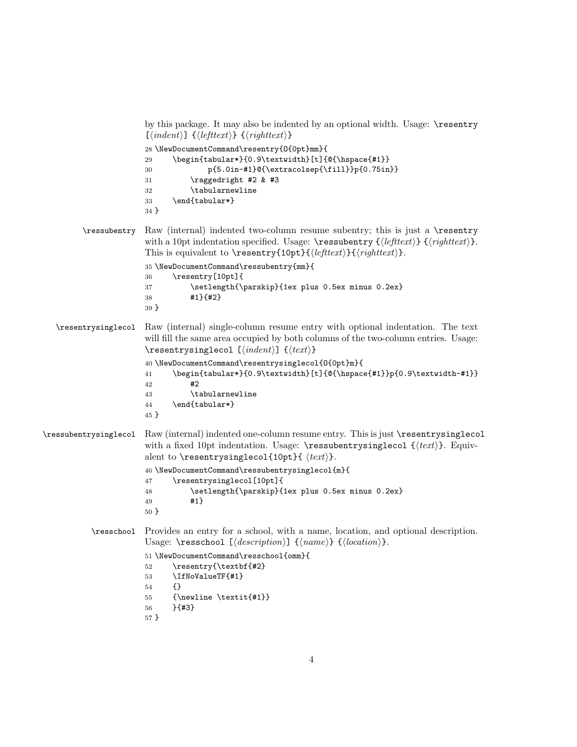by this package. It may also be indented by an optional width. Usage: `\resentry [⟨indent⟩] {⟨lefttext⟩} {⟨righttext⟩}`

```
28 \NewDocumentCommand\resentry{O{0pt}mm}{
29     \begin{tabular*}{0.9\textwidth}[t]{@{\hspace{#1}}
30             p{5.0in-#1}@{\extracolsep{\fill}}p{0.75in}}
31         \raggedright #2 & #3
32         \tabularnewline
33     \end{tabular*}
34 }
```

`\ressubentry` Raw (internal) indented two-column resume subentry; this is just a `\resentry` with a 10pt indentation specified. Usage: `\ressubentry {⟨lefttext⟩} {⟨righttext⟩}`. This is equivalent to `\resentry{10pt}{⟨lefttext⟩}{⟨righttext⟩}`.

```
35 \NewDocumentCommand\ressubentry{mm}{
36     \resentry[10pt]{
37         \setlength{\parskip}{1ex plus 0.5ex minus 0.2ex}
38         #1}{#2}
39 }
```

`\resentrysinglecol` Raw (internal) single-column resume entry with optional indentation. The text will fill the same area occupied by both columns of the two-column entries. Usage: `\resentrysinglecol [⟨indent⟩] {⟨text⟩}`

```
40 \NewDocumentCommand\resentrysinglecol{O{0pt}m}{
41     \begin{tabular*}{0.9\textwidth}[t]{@{\hspace{#1}}p{0.9\textwidth-#1}}
42         #2
43         \tabularnewline
44     \end{tabular*}
45 }
```

`\ressubentrysinglecol` Raw (internal) indented one-column resume entry. This is just `\resentrysinglecol` with a fixed 10pt indentation. Usage: `\ressubentrysinglecol {⟨text⟩}`. Equivalent to `\resentrysinglecol{10pt}{ ⟨text⟩}`.

```
46 \NewDocumentCommand\ressubentrysinglecol{m}{
47     \resentrysinglecol[10pt]{
48         \setlength{\parskip}{1ex plus 0.5ex minus 0.2ex}
49         #1}
50 }
```

`\resschool` Provides an entry for a school, with a name, location, and optional description. Usage: `\resschool [⟨description⟩] {⟨name⟩} {⟨location⟩}`.

```
51 \NewDocumentCommand\resschool{omm}{
52     \resentry{\textbf{#2}
53     \IfNoValueTF{#1}
54     {}
55     {\newline \textit{#1}}
56     }{#3}
57 }
```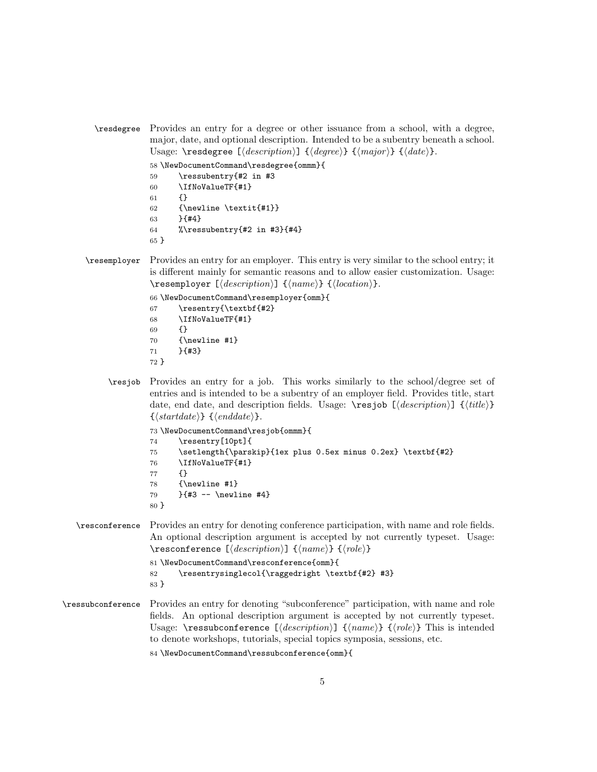`\resdegree` Provides an entry for a degree or other issuance from a school, with a degree, major, date, and optional description. Intended to be a subentry beneath a school. Usage: `\resdegree [⟨description⟩] {⟨degree⟩} {⟨major⟩} {⟨date⟩}`.

```
58 \NewDocumentCommand\resdegree{ommm}{
59     \ressubentry{#2 in #3
60     \IfNoValueTF{#1}
61     {}
62     {\newline \textit{#1}}
63     }{#4}
64     %\ressubentry{#2 in #3}{#4}
65 }
```

`\resemployer` Provides an entry for an employer. This entry is very similar to the school entry; it is different mainly for semantic reasons and to allow easier customization. Usage: `\resemployer [⟨description⟩] {⟨name⟩} {⟨location⟩}`.

```
66 \NewDocumentCommand\resemployer{omm}{
67     \resentry{\textbf{#2}
68     \IfNoValueTF{#1}
69     {}
70     {\newline #1}
71     }{#3}
72 }
```

`\resjob` Provides an entry for a job. This works similarly to the school/degree set of entries and is intended to be a subentry of an employer field. Provides title, start date, end date, and description fields. Usage: `\resjob [⟨description⟩] {⟨title⟩} {⟨startdate⟩} {⟨enddate⟩}`.

```
73 \NewDocumentCommand\resjob{ommm}{
74     \resentry[10pt]{
75     \setlength{\parskip}{1ex plus 0.5ex minus 0.2ex} \textbf{#2}
76     \IfNoValueTF{#1}
77     {}
78     {\newline #1}
79     }{#3 -- \newline #4}
80 }
```

`\resconference` Provides an entry for denoting conference participation, with name and role fields. An optional description argument is accepted by not currently typeset. Usage: `\resconference [⟨description⟩] {⟨name⟩} {⟨role⟩}`

```
81 \NewDocumentCommand\resconference{omm}{
82     \resentrysinglecol{\raggedright \textbf{#2} #3}
83 }
```

`\ressubconference` Provides an entry for denoting "subconference" participation, with name and role fields. An optional description argument is accepted by not currently typeset. Usage: `\ressubconference [⟨description⟩] {⟨name⟩} {⟨role⟩}` This is intended to denote workshops, tutorials, special topics symposia, sessions, etc.

```
84 \NewDocumentCommand\ressubconference{omm}{
```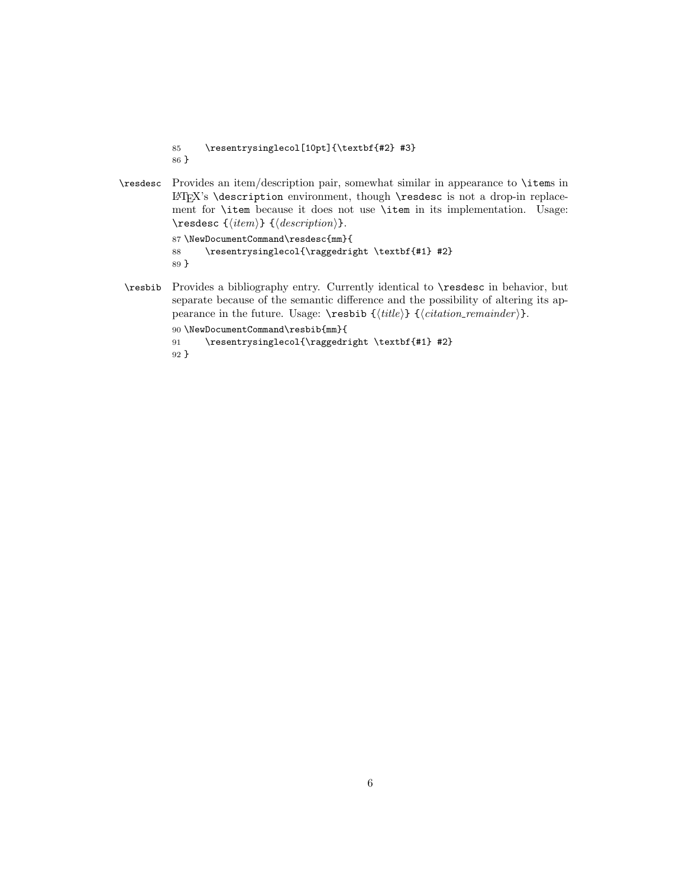```
85     \resentrysinglecol[10pt]{\textbf{#2} #3}
86 }
```

**\resdesc** Provides an item/description pair, somewhat similar in appearance to `\item`s in LaTeX's `\description` environment, though `\resdesc` is not a drop-in replacement for `\item` because it does not use `\item` in its implementation. Usage: `\resdesc {`⟨*item*⟩`} {`⟨*description*⟩`}`.

```
87 \NewDocumentCommand\resdesc{mm}{
88     \resentrysinglecol{\raggedright \textbf{#1} #2}
89 }
```

**\resbib** Provides a bibliography entry. Currently identical to `\resdesc` in behavior, but separate because of the semantic difference and the possibility of altering its appearance in the future. Usage: `\resbib {`⟨*title*⟩`} {`⟨*citation_remainder*⟩`}`.

```
90 \NewDocumentCommand\resbib{mm}{
91     \resentrysinglecol{\raggedright \textbf{#1} #2}
92 }
```